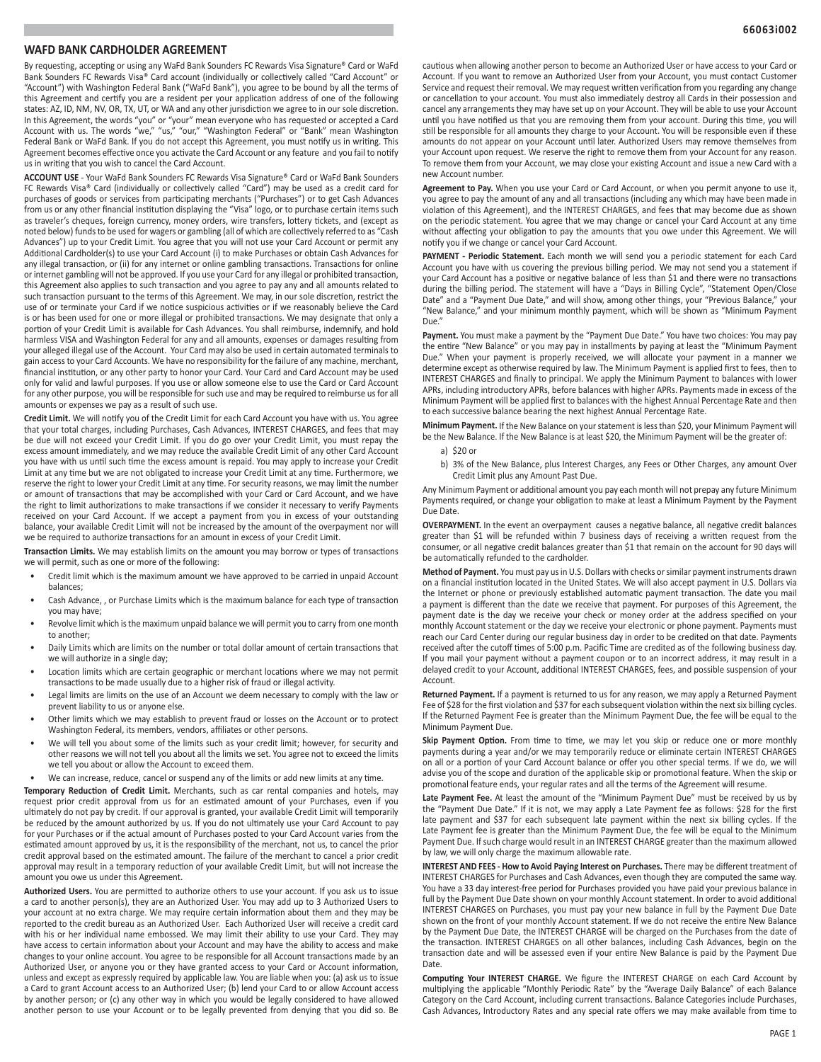## WAFD BANK CARDHOLDER AGREEMENT

By requesting, accepting or using any WaFd Bank Sounders FC Rewards Visa Signature® Card or WaFd Bank Sounders FC Rewards Visa® Card account (individually or collectively called "Card Account" or "Account") with Washington Federal Bank ("WaFd Bank"), you agree to be bound by all the terms of this Agreement and certify you are a resident per your application address of one of the following states: AZ, ID, NM, NV, OR, TX, UT, or WA and any other jurisdiction we agree to in our sole discretion. In this Agreement, the words "you" or "your" mean everyone who has requested or accepted a Card Account with us. The words "we," "us," "our," "Washington Federal" or "Bank" mean Washington Federal Bank or WaFd Bank. If you do not accept this Agreement, you must notify us in writing. This Agreement becomes effective once you activate the Card Account or any feature and you fail to notify us in writing that you wish to cancel the Card Account.

**ACCOUNT USE** - Your WaFd Bank Sounders FC Rewards Visa Signature® Card or WaFd Bank Sounders FC Rewards Visa® Card (individually or collectively called "Card") may be used as a credit card for purchases of goods or services from participating merchants ("Purchases") or to get Cash Advances from us or any other financial institution displaying the "Visa" logo, or to purchase certain items such as traveler's cheques, foreign currency, money orders, wire transfers, lottery tickets, and (except as noted below) funds to be used for wagers or gambling (all of which are collectively referred to as "Cash Advances") up to your Credit Limit. You agree that you will not use your Card Account or permit any Additional Cardholder(s) to use your Card Account (i) to make Purchases or obtain Cash Advances for any illegal transaction, or (ii) for any internet or online gambling transactions. Transactions for online or internet gambling will not be approved. If you use your Card for any illegal or prohibited transaction, this Agreement also applies to such transaction and you agree to pay any and all amounts related to such transaction pursuant to the terms of this Agreement. We may, in our sole discretion, restrict the use of or terminate your Card if we notice suspicious activities or if we reasonably believe the Card is or has been used for one or more illegal or prohibited transactions. We may designate that only a portion of your Credit Limit is available for Cash Advances. You shall reimburse, indemnify, and hold harmless VISA and Washington Federal for any and all amounts, expenses or damages resulting from your alleged illegal use of the Account. Your Card may also be used in certain automated terminals to gain access to your Card Accounts. We have no responsibility for the failure of any machine, merchant, financial institution, or any other party to honor your Card. Your Card and Card Account may be used only for valid and lawful purposes. If you use or allow someone else to use the Card or Card Account for any other purpose, you will be responsible for such use and may be required to reimburse us for all amounts or expenses we pay as a result of such use.

**Credit Limit.** We will notify you of the Credit Limit for each Card Account you have with us. You agree that your total charges, including Purchases, Cash Advances, INTEREST CHARGES, and fees that may be due will not exceed your Credit Limit. If you do go over your Credit Limit, you must repay the excess amount immediately, and we may reduce the available Credit Limit of any other Card Account you have with us until such time the excess amount is repaid. You may apply to increase your Credit Limit at any time but we are not obligated to increase your Credit Limit at any time. Furthermore, we reserve the right to lower your Credit Limit at any time. For security reasons, we may limit the number or amount of transactions that may be accomplished with your Card or Card Account, and we have the right to limit authorizations to make transactions if we consider it necessary to verify Payments received on your Card Account. If we accept a payment from you in excess of your outstanding balance, your available Credit Limit will not be increased by the amount of the overpayment nor will we be required to authorize transactions for an amount in excess of your Credit Limit.

**Transaction Limits.** We may establish limits on the amount you may borrow or types of transactions we will permit, such as one or more of the following:

- Credit limit which is the maximum amount we have approved to be carried in unpaid Account balances;
- Cash Advance, , or Purchase Limits which is the maximum balance for each type of transaction you may have;
- Revolve limit which is the maximum unpaid balance we will permit you to carry from one month to another;
- Daily Limits which are limits on the number or total dollar amount of certain transactions that we will authorize in a single day;
- Location limits which are certain geographic or merchant locations where we may not permit transactions to be made usually due to a higher risk of fraud or illegal activity.
- Legal limits are limits on the use of an Account we deem necessary to comply with the law or prevent liability to us or anyone else.
- Other limits which we may establish to prevent fraud or losses on the Account or to protect Washington Federal, its members, vendors, affiliates or other persons.
- We will tell you about some of the limits such as your credit limit; however, for security and other reasons we will not tell you about all the limits we set. You agree not to exceed the limits we tell you about or allow the Account to exceed them.
- We can increase, reduce, cancel or suspend any of the limits or add new limits at any time.

**Temporary Reduction of Credit Limit.** Merchants, such as car rental companies and hotels, may request prior credit approval from us for an estimated amount of your Purchases, even if you ultimately do not pay by credit. If our approval is granted, your available Credit Limit will temporarily be reduced by the amount authorized by us. If you do not ultimately use your Card Account to pay for your Purchases or if the actual amount of Purchases posted to your Card Account varies from the estimated amount approved by us, it is the responsibility of the merchant, not us, to cancel the prior credit approval based on the estimated amount. The failure of the merchant to cancel a prior credit approval may result in a temporary reduction of your available Credit Limit, but will not increase the amount you owe us under this Agreement.

**Authorized Users.** You are permitted to authorize others to use your account. If you ask us to issue a card to another person(s), they are an Authorized User. You may add up to 3 Authorized Users to your account at no extra charge. We may require certain information about them and they may be reported to the credit bureau as an Authorized User. Each Authorized User will receive a credit card with his or her individual name embossed. We may limit their ability to use your Card. They may have access to certain information about your Account and may have the ability to access and make changes to your online account. You agree to be responsible for all Account transactions made by an Authorized User, or anyone you or they have granted access to your Card or Account information, unless and except as expressly required by applicable law. You are liable when you: (a) ask us to issue a Card to grant Account access to an Authorized User; (b) lend your Card to or allow Account access by another person; or (c) any other way in which you would be legally considered to have allowed another person to use your Account or to be legally prevented from denying that you did so. Be cautious when allowing another person to become an Authorized User or have access to your Card or Account. If you want to remove an Authorized User from your Account, you must contact Customer Service and request their removal. We may request written verification from you regarding any change or cancellation to your account. You must also immediately destroy all Cards in their possession and cancel any arrangements they may have set up on your Account. They will be able to use your Account until you have notified us that you are removing them from your account. During this time, you will still be responsible for all amounts they charge to your Account. You will be responsible even if these amounts do not appear on your Account until later. Authorized Users may remove themselves from your Account upon request. We reserve the right to remove them from your Account for any reason. To remove them from your Account, we may close your existing Account and issue a new Card with a new Account number.

**Agreement to Pay.** When you use your Card or Card Account, or when you permit anyone to use it, you agree to pay the amount of any and all transactions (including any which may have been made in violation of this Agreement), and the INTEREST CHARGES, and fees that may become due as shown on the periodic statement. You agree that we may change or cancel your Card Account at any time without affecting your obligation to pay the amounts that you owe under this Agreement. We will notify you if we change or cancel your Card Account.

**PAYMENT - Periodic Statement.** Each month we will send you a periodic statement for each Card Account you have with us covering the previous billing period. We may not send you a statement if your Card Account has a positive or negative balance of less than $1 and there were no transactions during the billing period. The statement will have a "Days in Billing Cycle", "Statement Open/Close Date" and a "Payment Due Date," and will show, among other things, your "Previous Balance," your "New Balance," and your minimum monthly payment, which will be shown as "Minimum Payment Due."

**Payment.** You must make a payment by the "Payment Due Date." You have two choices: You may pay the entire "New Balance" or you may pay in installments by paying at least the "Minimum Payment Due." When your payment is properly received, we will allocate your payment in a manner we determine except as otherwise required by law. The Minimum Payment is applied first to fees, then to INTEREST CHARGES and finally to principal. We apply the Minimum Payment to balances with lower APRs, including introductory APRs, before balances with higher APRs. Payments made in excess of the Minimum Payment will be applied first to balances with the highest Annual Percentage Rate and then to each successive balance bearing the next highest Annual Percentage Rate.

**Minimum Payment.** If the New Balance on your statement is less than $20, your Minimum Payment will be the New Balance. If the New Balance is at least $20, the Minimum Payment will be the greater of:

a) $20 or
b) 3% of the New Balance, plus Interest Charges, any Fees or Other Charges, any amount Over Credit Limit plus any Amount Past Due.

Any Minimum Payment or additional amount you pay each month will not prepay any future Minimum Payments required, or change your obligation to make at least a Minimum Payment by the Payment Due Date.

**OVERPAYMENT.** In the event an overpayment causes a negative balance, all negative credit balances greater than $1 will be refunded within 7 business days of receiving a written request from the consumer, or all negative credit balances greater than $1 that remain on the account for 90 days will be automatically refunded to the cardholder.

**Method of Payment.** You must pay us in U.S. Dollars with checks or similar payment instruments drawn on a financial institution located in the United States. We will also accept payment in U.S. Dollars via the Internet or phone or previously established automatic payment transaction. The date you mail a payment is different than the date we receive that payment. For purposes of this Agreement, the payment date is the day we receive your check or money order at the address specified on your monthly Account statement or the day we receive your electronic or phone payment. Payments must reach our Card Center during our regular business day in order to be credited on that date. Payments received after the cutoff times of 5:00 p.m. Pacific Time are credited as of the following business day. If you mail your payment without a payment coupon or to an incorrect address, it may result in a delayed credit to your Account, additional INTEREST CHARGES, fees, and possible suspension of your Account.

**Returned Payment.** If a payment is returned to us for any reason, we may apply a Returned Payment Fee of $28 for the first violation and $37 for each subsequent violation within the next six billing cycles. If the Returned Payment Fee is greater than the Minimum Payment Due, the fee will be equal to the Minimum Payment Due.

**Skip Payment Option.** From time to time, we may let you skip or reduce one or more monthly payments during a year and/or we may temporarily reduce or eliminate certain INTEREST CHARGES on all or a portion of your Card Account balance or offer you other special terms. If we do, we will advise you of the scope and duration of the applicable skip or promotional feature. When the skip or promotional feature ends, your regular rates and all the terms of the Agreement will resume.

**Late Payment Fee.** At least the amount of the "Minimum Payment Due" must be received by us by the "Payment Due Date." If it is not, we may apply a Late Payment fee as follows: $28 for the first late payment and $37 for each subsequent late payment within the next six billing cycles. If the Late Payment fee is greater than the Minimum Payment Due, the fee will be equal to the Minimum Payment Due. If such charge would result in an INTEREST CHARGE greater than the maximum allowed by law, we will only charge the maximum allowable rate.

**INTEREST AND FEES - How to Avoid Paying Interest on Purchases.** There may be different treatment of INTEREST CHARGES for Purchases and Cash Advances, even though they are computed the same way. You have a 33 day interest-free period for Purchases provided you have paid your previous balance in full by the Payment Due Date shown on your monthly Account statement. In order to avoid additional INTEREST CHARGES on Purchases, you must pay your new balance in full by the Payment Due Date shown on the front of your monthly Account statement. If we do not receive the entire New Balance by the Payment Due Date, the INTEREST CHARGE will be charged on the Purchases from the date of the transaction. INTEREST CHARGES on all other balances, including Cash Advances, begin on the transaction date and will be assessed even if your entire New Balance is paid by the Payment Due Date.

**Computing Your INTEREST CHARGE.** We figure the INTEREST CHARGE on each Card Account by multiplying the applicable "Monthly Periodic Rate" by the "Average Daily Balance" of each Balance Category on the Card Account, including current transactions. Balance Categories include Purchases, Cash Advances, Introductory Rates and any special rate offers we may make available from time to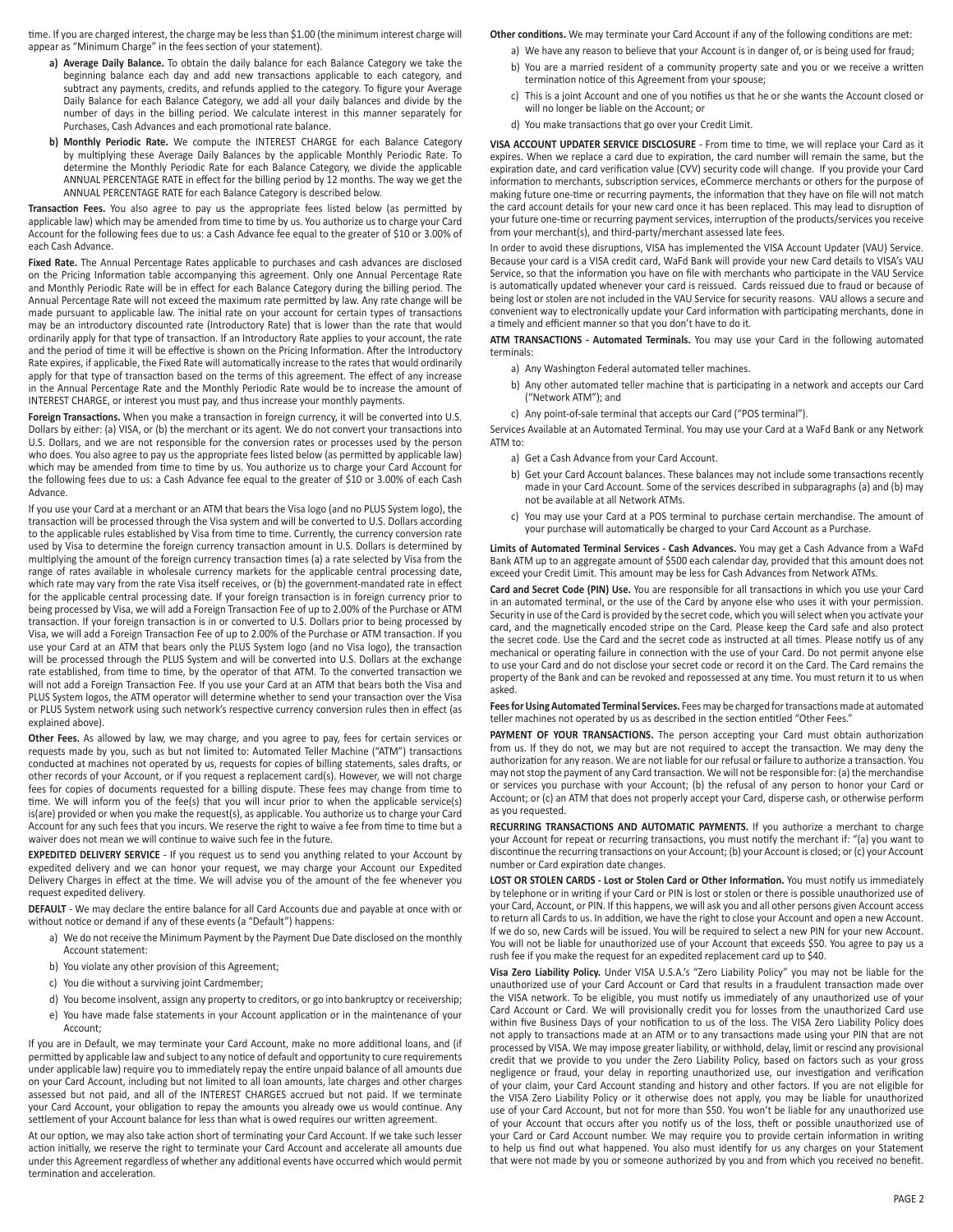time. If you are charged interest, the charge may be less than $1.00 (the minimum interest charge will appear as "Minimum Charge" in the fees section of your statement).

a) **Average Daily Balance.** To obtain the daily balance for each Balance Category we take the beginning balance each day and add new transactions applicable to each category, and subtract any payments, credits, and refunds applied to the category. To figure your Average Daily Balance for each Balance Category, we add all your daily balances and divide by the number of days in the billing period. We calculate interest in this manner separately for Purchases, Cash Advances and each promotional rate balance.

b) **Monthly Periodic Rate.** We compute the INTEREST CHARGE for each Balance Category by multiplying these Average Daily Balances by the applicable Monthly Periodic Rate. To determine the Monthly Periodic Rate for each Balance Category, we divide the applicable ANNUAL PERCENTAGE RATE in effect for the billing period by 12 months. The way we get the ANNUAL PERCENTAGE RATE for each Balance Category is described below.

**Transaction Fees.** You also agree to pay us the appropriate fees listed below (as permitted by applicable law) which may be amended from time to time by us. You authorize us to charge your Card Account for the following fees due to us: a Cash Advance fee equal to the greater of $10 or 3.00% of each Cash Advance.

**Fixed Rate.** The Annual Percentage Rates applicable to purchases and cash advances are disclosed on the Pricing Information table accompanying this agreement. Only one Annual Percentage Rate and Monthly Periodic Rate will be in effect for each Balance Category during the billing period. The Annual Percentage Rate will not exceed the maximum rate permitted by law. Any rate change will be made pursuant to applicable law. The initial rate on your account for certain types of transactions may be an introductory discounted rate (Introductory Rate) that is lower than the rate that would ordinarily apply for that type of transaction. If an Introductory Rate applies to your account, the rate and the period of time it will be effective is shown on the Pricing Information. After the Introductory Rate expires, if applicable, the Fixed Rate will automatically increase to the rates that would ordinarily apply for that type of transaction based on the terms of this agreement. The effect of any increase in the Annual Percentage Rate and the Monthly Periodic Rate would be to increase the amount of INTEREST CHARGE, or interest you must pay, and thus increase your monthly payments.

**Foreign Transactions.** When you make a transaction in foreign currency, it will be converted into U.S. Dollars by either: (a) VISA, or (b) the merchant or its agent. We do not convert your transactions into U.S. Dollars, and we are not responsible for the conversion rates or processes used by the person who does. You also agree to pay us the appropriate fees listed below (as permitted by applicable law) which may be amended from time to time by us. You authorize us to charge your Card Account for the following fees due to us: a Cash Advance fee equal to the greater of $10 or 3.00% of each Cash Advance.

If you use your Card at a merchant or an ATM that bears the Visa logo (and no PLUS System logo), the transaction will be processed through the Visa system and will be converted to U.S. Dollars according to the applicable rules established by Visa from time to time. Currently, the currency conversion rate used by Visa to determine the foreign currency transaction amount in U.S. Dollars is determined by multiplying the amount of the foreign currency transaction times (a) a rate selected by Visa from the range of rates available in wholesale currency markets for the applicable central processing date, which rate may vary from the rate Visa itself receives, or (b) the government-mandated rate in effect for the applicable central processing date. If your foreign transaction is in foreign currency prior to being processed by Visa, we will add a Foreign Transaction Fee of up to 2.00% of the Purchase or ATM transaction. If your foreign transaction is in or converted to U.S. Dollars prior to being processed by Visa, we will add a Foreign Transaction Fee of up to 2.00% of the Purchase or ATM transaction. If you use your Card at an ATM that bears only the PLUS System logo (and no Visa logo), the transaction will be processed through the PLUS System and will be converted into U.S. Dollars at the exchange rate established, from time to time, by the operator of that ATM. To the converted transaction we will not add a Foreign Transaction Fee. If you use your Card at an ATM that bears both the Visa and PLUS System logos, the ATM operator will determine whether to send your transaction over the Visa or PLUS System network using such network's respective currency conversion rules then in effect (as explained above).

**Other Fees.** As allowed by law, we may charge, and you agree to pay, fees for certain services or requests made by you, such as but not limited to: Automated Teller Machine ("ATM") transactions conducted at machines not operated by us, requests for copies of billing statements, sales drafts, or other records of your Account, or if you request a replacement card(s). However, we will not charge fees for copies of documents requested for a billing dispute. These fees may change from time to time. We will inform you of the fee(s) that you will incur prior to when the applicable service(s) is(are) provided or when you make the request(s), as applicable. You authorize us to charge your Card Account for any such fees that you incurs. We reserve the right to waive a fee from time to time but a waiver does not mean we will continue to waive such fee in the future.

**EXPEDITED DELIVERY SERVICE** - If you request us to send you anything related to your Account by expedited delivery and we can honor your request, we may charge your Account our Expedited Delivery Charges in effect at the time. We will advise you of the amount of the fee whenever you request expedited delivery.

**DEFAULT** - We may declare the entire balance for all Card Accounts due and payable at once with or without notice or demand if any of these events (a "Default") happens:

a) We do not receive the Minimum Payment by the Payment Due Date disclosed on the monthly Account statement:
b) You violate any other provision of this Agreement;
c) You die without a surviving joint Cardmember;
d) You become insolvent, assign any property to creditors, or go into bankruptcy or receivership;
e) You have made false statements in your Account application or in the maintenance of your Account;

If you are in Default, we may terminate your Card Account, make no more additional loans, and (if permitted by applicable law and subject to any notice of default and opportunity to cure requirements under applicable law) require you to immediately repay the entire unpaid balance of all amounts due on your Card Account, including but not limited to all loan amounts, late charges and other charges assessed but not paid, and all of the INTEREST CHARGES accrued but not paid. If we terminate your Card Account, your obligation to repay the amounts you already owe us would continue. Any settlement of your Account balance for less than what is owed requires our written agreement.

At our option, we may also take action short of terminating your Card Account. If we take such lesser action initially, we reserve the right to terminate your Card Account and accelerate all amounts due under this Agreement regardless of whether any additional events have occurred which would permit termination and acceleration.

**Other conditions.** We may terminate your Card Account if any of the following conditions are met:

a) We have any reason to believe that your Account is in danger of, or is being used for fraud;
b) You are a married resident of a community property sate and you or we receive a written termination notice of this Agreement from your spouse;
c) This is a joint Account and one of you notifies us that he or she wants the Account closed or will no longer be liable on the Account; or
d) You make transactions that go over your Credit Limit.

**VISA ACCOUNT UPDATER SERVICE DISCLOSURE** - From time to time, we will replace your Card as it expires. When we replace a card due to expiration, the card number will remain the same, but the expiration date, and card verification value (CVV) security code will change. If you provide your Card information to merchants, subscription services, eCommerce merchants or others for the purpose of making future one-time or recurring payments, the information that they have on file will not match the card account details for your new card once it has been replaced. This may lead to disruption of your future one-time or recurring payment services, interruption of the products/services you receive from your merchant(s), and third-party/merchant assessed late fees.

In order to avoid these disruptions, VISA has implemented the VISA Account Updater (VAU) Service. Because your card is a VISA credit card, WaFd Bank will provide your new Card details to VISA's VAU Service, so that the information you have on file with merchants who participate in the VAU Service is automatically updated whenever your card is reissued. Cards reissued due to fraud or because of being lost or stolen are not included in the VAU Service for security reasons. VAU allows a secure and convenient way to electronically update your Card information with participating merchants, done in a timely and efficient manner so that you don't have to do it.

**ATM TRANSACTIONS - Automated Terminals.** You may use your Card in the following automated terminals:

a) Any Washington Federal automated teller machines.
b) Any other automated teller machine that is participating in a network and accepts our Card ("Network ATM"); and
c) Any point-of-sale terminal that accepts our Card ("POS terminal").

Services Available at an Automated Terminal. You may use your Card at a WaFd Bank or any Network ATM to:

a) Get a Cash Advance from your Card Account.
b) Get your Card Account balances. These balances may not include some transactions recently made in your Card Account. Some of the services described in subparagraphs (a) and (b) may not be available at all Network ATMs.
c) You may use your Card at a POS terminal to purchase certain merchandise. The amount of your purchase will automatically be charged to your Card Account as a Purchase.

**Limits of Automated Terminal Services - Cash Advances.** You may get a Cash Advance from a WaFd Bank ATM up to an aggregate amount of $500 each calendar day, provided that this amount does not exceed your Credit Limit. This amount may be less for Cash Advances from Network ATMs.

**Card and Secret Code (PIN) Use.** You are responsible for all transactions in which you use your Card in an automated terminal, or the use of the Card by anyone else who uses it with your permission. Security in use of the Card is provided by the secret code, which you will select when you activate your card, and the magnetically encoded stripe on the Card. Please keep the Card safe and also protect the secret code. Use the Card and the secret code as instructed at all times. Please notify us of any mechanical or operating failure in connection with the use of your Card. Do not permit anyone else to use your Card and do not disclose your secret code or record it on the Card. The Card remains the property of the Bank and can be revoked and repossessed at any time. You must return it to us when asked.

**Fees for Using Automated Terminal Services.** Fees may be charged for transactions made at automated teller machines not operated by us as described in the section entitled "Other Fees."

**PAYMENT OF YOUR TRANSACTIONS.** The person accepting your Card must obtain authorization from us. If they do not, we may but are not required to accept the transaction. We may deny the authorization for any reason. We are not liable for our refusal or failure to authorize a transaction. You may not stop the payment of any Card transaction. We will not be responsible for: (a) the merchandise or services you purchase with your Account; (b) the refusal of any person to honor your Card or Account; or (c) an ATM that does not properly accept your Card, disperse cash, or otherwise perform as you requested.

**RECURRING TRANSACTIONS AND AUTOMATIC PAYMENTS.** If you authorize a merchant to charge your Account for repeat or recurring transactions, you must notify the merchant if: "(a) you want to discontinue the recurring transactions on your Account; (b) your Account is closed; or (c) your Account number or Card expiration date changes.

**LOST OR STOLEN CARDS - Lost or Stolen Card or Other Information.** You must notify us immediately by telephone or in writing if your Card or PIN is lost or stolen or there is possible unauthorized use of your Card, Account, or PIN. If this happens, we will ask you and all other persons given Account access to return all Cards to us. In addition, we have the right to close your Account and open a new Account. If we do so, new Cards will be issued. You will be required to select a new PIN for your new Account. You will not be liable for unauthorized use of your Account that exceeds $50. You agree to pay us a rush fee if you make the request for an expedited replacement card up to $40.

**Visa Zero Liability Policy.** Under VISA U.S.A.'s "Zero Liability Policy" you may not be liable for the unauthorized use of your Card Account or Card that results in a fraudulent transaction made over the VISA network. To be eligible, you must notify us immediately of any unauthorized use of your Card Account or Card. We will provisionally credit you for losses from the unauthorized Card use within five Business Days of your notification to us of the loss. The VISA Zero Liability Policy does not apply to transactions made at an ATM or to any transactions made using your PIN that are not processed by VISA. We may impose greater liability, or withhold, delay, limit or rescind any provisional credit that we provide to you under the Zero Liability Policy, based on factors such as your gross negligence or fraud, your delay in reporting unauthorized use, our investigation and verification of your claim, your Card Account standing and history and other factors. If you are not eligible for the VISA Zero Liability Policy or it otherwise does not apply, you may be liable for unauthorized use of your Card Account, but not for more than $50. You won't be liable for any unauthorized use of your Account that occurs after you notify us of the loss, theft or possible unauthorized use of your Card or Card Account number. We may require you to provide certain information in writing to help us find out what happened. You also must identify for us any charges on your Statement that were not made by you or someone authorized by you and from which you received no benefit.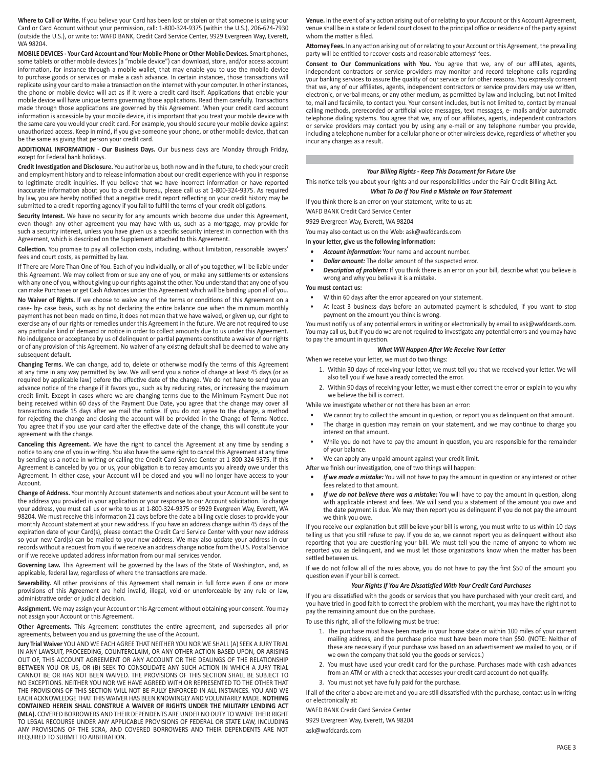**Where to Call or Write.** If you believe your Card has been lost or stolen or that someone is using your Card or Card Account without your permission, call: 1-800-324-9375 (within the U.S.), 206-624-7930 (outside the U.S.), or write to: WAFD BANK, Credit Card Service Center, 9929 Evergreen Way, Everett, WA 98204.

**MOBILE DEVICES - Your Card Account and Your Mobile Phone or Other Mobile Devices.** Smart phones, some tablets or other mobile devices (a "mobile device") can download, store, and/or access account information, for instance through a mobile wallet, that may enable you to use the mobile device to purchase goods or services or make a cash advance. In certain instances, those transactions will replicate using your card to make a transaction on the internet with your computer. In other instances, the phone or mobile device will act as if it were a credit card itself. Applications that enable your mobile device will have unique terms governing those applications. Read them carefully. Transactions made through those applications are governed by this Agreement. When your credit card account information is accessible by your mobile device, it is important that you treat your mobile device with the same care you would your credit card. For example, you should secure your mobile device against unauthorized access. Keep in mind, if you give someone your phone, or other mobile device, that can be the same as giving that person your credit card.

**ADDITIONAL INFORMATION - Our Business Days.** Our business days are Monday through Friday, except for Federal bank holidays.

**Credit Investigation and Disclosure.** You authorize us, both now and in the future, to check your credit and employment history and to release information about our credit experience with you in response to legitimate credit inquiries. If you believe that we have incorrect information or have reported inaccurate information about you to a credit bureau, please call us at 1-800-324-9375. As required by law, you are hereby notified that a negative credit report reflecting on your credit history may be submitted to a credit reporting agency if you fail to fulfill the terms of your credit obligations.

**Security Interest.** We have no security for any amounts which become due under this Agreement, even though any other agreement you may have with us, such as a mortgage, may provide for such a security interest, unless you have given us a specific security interest in connection with this Agreement, which is described on the Supplement attached to this Agreement.

**Collection.** You promise to pay all collection costs, including, without limitation, reasonable lawyers' fees and court costs, as permitted by law.

If There are More Than One of You. Each of you individually, or all of you together, will be liable under this Agreement. We may collect from or sue any one of you, or make any settlements or extensions with any one of you, without giving up our rights against the other. You understand that any one of you can make Purchases or get Cash Advances under this Agreement which will be binding upon all of you.

**No Waiver of Rights.** If we choose to waive any of the terms or conditions of this Agreement on a case- by- case basis, such as by not declaring the entire balance due when the minimum monthly payment has not been made on time, it does not mean that we have waived, or given up, our right to exercise any of our rights or remedies under this Agreement in the future. We are not required to use any particular kind of demand or notice in order to collect amounts due to us under this Agreement. No indulgence or acceptance by us of delinquent or partial payments constitute a waiver of our rights or of any provision of this Agreement. No waiver of any existing default shall be deemed to waive any subsequent default.

**Changing Terms.** We can change, add to, delete or otherwise modify the terms of this Agreement at any time in any way permitted by law. We will send you a notice of change at least 45 days (or as required by applicable law) before the effective date of the change. We do not have to send you an advance notice of the change if it favors you, such as by reducing rates, or increasing the maximum credit limit. Except in cases where we are changing terms due to the Minimum Payment Due not being received within 60 days of the Payment Due Date, you agree that the change may cover all transactions made 15 days after we mail the notice. If you do not agree to the change, a method for rejecting the change and closing the account will be provided in the Change of Terms Notice. You agree that if you use your card after the effective date of the change, this will constitute your agreement with the change.

**Canceling this Agreement.** We have the right to cancel this Agreement at any time by sending a notice to any one of you in writing. You also have the same right to cancel this Agreement at any time by sending us a notice in writing or calling the Credit Card Service Center at 1-800-324-9375. If this Agreement is canceled by you or us, your obligation is to repay amounts you already owe under this Agreement. In either case, your Account will be closed and you will no longer have access to your Account.

**Change of Address.** Your monthly Account statements and notices about your Account will be sent to the address you provided in your application or your response to our Account solicitation. To change your address, you must call us or write to us at 1-800-324-9375 or 9929 Evergreen Way, Everett, WA 98204. We must receive this information 21 days before the date a billing cycle closes to provide your monthly Account statement at your new address. If you have an address change within 45 days of the expiration date of your Card(s), please contact the Credit Card Service Center with your new address so your new Card(s) can be mailed to your new address. We may also update your address in our records without a request from you if we receive an address change notice from the U.S. Postal Service or if we receive updated address information from our mail services vendor.

**Governing Law.** This Agreement will be governed by the laws of the State of Washington, and, as applicable, federal law, regardless of where the transactions are made.

**Severability.** All other provisions of this Agreement shall remain in full force even if one or more provisions of this Agreement are held invalid, illegal, void or unenforceable by any rule or law, administrative order or judicial decision.

**Assignment.** We may assign your Account or this Agreement without obtaining your consent. You may not assign your Account or this Agreement.

**Other Agreements.** This Agreement constitutes the entire agreement, and supersedes all prior agreements, between you and us governing the use of the Account.

**Jury Trial Waiver** YOU AND WE EACH AGREE THAT NEITHER YOU NOR WE SHALL (A) SEEK A JURY TRIAL IN ANY LAWSUIT, PROCEEDING, COUNTERCLAIM, OR ANY OTHER ACTION BASED UPON, OR ARISING OUT OF, THIS ACCOUNT AGREEMENT OR ANY ACCOUNT OR THE DEALINGS OF THE RELATIONSHIP BETWEEN YOU OR US, OR (B) SEEK TO CONSOLIDATE ANY SUCH ACTION IN WHICH A JURY TRIAL CANNOT BE OR HAS NOT BEEN WAIVED. THE PROVISIONS OF THIS SECTION SHALL BE SUBJECT TO NO EXCEPTIONS. NEITHER YOU NOR WE HAVE AGREED WITH OR REPRESENTED TO THE OTHER THAT THE PROVISIONS OF THIS SECTION WILL NOT BE FULLY ENFORCED IN ALL INSTANCES. YOU AND WE EACH ACKNOWLEDGE THAT THIS WAIVER HAS BEEN KNOWINGLY AND VOLUNTARILY MADE. **NOTHING CONTAINED HEREIN SHALL CONSTRUE A WAIVER OF RIGHTS UNDER THE MILITARY LENDING ACT (MLA).** COVERED BORROWERS AND THEIR DEPENDENTS ARE UNDER NO DUTY TO WAIVE THEIR RIGHT TO LEGAL RECOURSE UNDER ANY APPLICABLE PROVISIONS OF FEDERAL OR STATE LAW, INCLUDING ANY PROVISIONS OF THE SCRA, AND COVERED BORROWERS AND THEIR DEPENDENTS ARE NOT REQUIRED TO SUBMIT TO ARBITRATION.

**Venue.** In the event of any action arising out of or relating to your Account or this Account Agreement, venue shall be in a state or federal court closest to the principal office or residence of the party against whom the matter is filed.

**Attorney Fees.** In any action arising out of or relating to your Account or this Agreement, the prevailing party will be entitled to recover costs and reasonable attorneys' fees.

**Consent to Our Communications with You.** You agree that we, any of our affiliates, agents, independent contractors or service providers may monitor and record telephone calls regarding your banking services to assure the quality of our service or for other reasons. You expressly consent that we, any of our affiliates, agents, independent contractors or service providers may use written, electronic, or verbal means, or any other medium, as permitted by law and including, but not limited to, mail and facsimile, to contact you. Your consent includes, but is not limited to, contact by manual calling methods, prerecorded or artificial voice messages, text messages, e- mails and/or automatic telephone dialing systems. You agree that we, any of our affiliates, agents, independent contractors or service providers may contact you by using any e-mail or any telephone number you provide, including a telephone number for a cellular phone or other wireless device, regardless of whether you incur any charges as a result.

### ***Your Billing Rights - Keep This Document for Future Use***

This notice tells you about your rights and our responsibilities under the Fair Credit Billing Act.

#### ***What To Do If You Find a Mistake on Your Statement***

If you think there is an error on your statement, write to us at:

WAFD BANK Credit Card Service Center

9929 Evergreen Way, Everett, WA 98204

You may also contact us on the Web: ask@wafdcards.com

**In your letter, give us the following information:**

- ***Account information:*** Your name and account number.
- ***Dollar amount:*** The dollar amount of the suspected error.
- ***Description of problem:*** If you think there is an error on your bill, describe what you believe is wrong and why you believe it is a mistake.

**You must contact us:**

- Within 60 days after the error appeared on your statement.
- At least 3 business days before an automated payment is scheduled, if you want to stop payment on the amount you think is wrong.

You must notify us of any potential errors in writing or electronically by email to ask@wafdcards.com. You may call us, but if you do we are not required to investigate any potential errors and you may have to pay the amount in question.

#### ***What Will Happen After We Receive Your Letter***

When we receive your letter, we must do two things:

1. Within 30 days of receiving your letter, we must tell you that we received your letter. We will also tell you if we have already corrected the error.
2. Within 90 days of receiving your letter, we must either correct the error or explain to you why we believe the bill is correct.

While we investigate whether or not there has been an error:

- We cannot try to collect the amount in question, or report you as delinquent on that amount.
- The charge in question may remain on your statement, and we may continue to charge you interest on that amount.
- While you do not have to pay the amount in question, you are responsible for the remainder of your balance.
- We can apply any unpaid amount against your credit limit.

After we finish our investigation, one of two things will happen:

- ***If we made a mistake:*** You will not have to pay the amount in question or any interest or other fees related to that amount.
- ***If we do not believe there was a mistake:*** You will have to pay the amount in question, along with applicable interest and fees. We will send you a statement of the amount you owe and the date payment is due. We may then report you as delinquent if you do not pay the amount we think you owe.

If you receive our explanation but still believe your bill is wrong, you must write to us within 10 days telling us that you still refuse to pay. If you do so, we cannot report you as delinquent without also reporting that you are questioning your bill. We must tell you the name of anyone to whom we reported you as delinquent, and we must let those organizations know when the matter has been settled between us.

If we do not follow all of the rules above, you do not have to pay the first $50 of the amount you question even if your bill is correct.

#### ***Your Rights If You Are Dissatisfied With Your Credit Card Purchases***

If you are dissatisfied with the goods or services that you have purchased with your credit card, and you have tried in good faith to correct the problem with the merchant, you may have the right not to pay the remaining amount due on the purchase.

To use this right, all of the following must be true:

1. The purchase must have been made in your home state or within 100 miles of your current mailing address, and the purchase price must have been more than $50. (NOTE: Neither of these are necessary if your purchase was based on an advertisement we mailed to you, or if we own the company that sold you the goods or services.)
2. You must have used your credit card for the purchase. Purchases made with cash advances from an ATM or with a check that accesses your credit card account do not qualify.
3. You must not yet have fully paid for the purchase.

If all of the criteria above are met and you are still dissatisfied with the purchase, contact us in writing or electronically at:

WAFD BANK Credit Card Service Center

9929 Evergreen Way, Everett, WA 98204

ask@wafdcards.com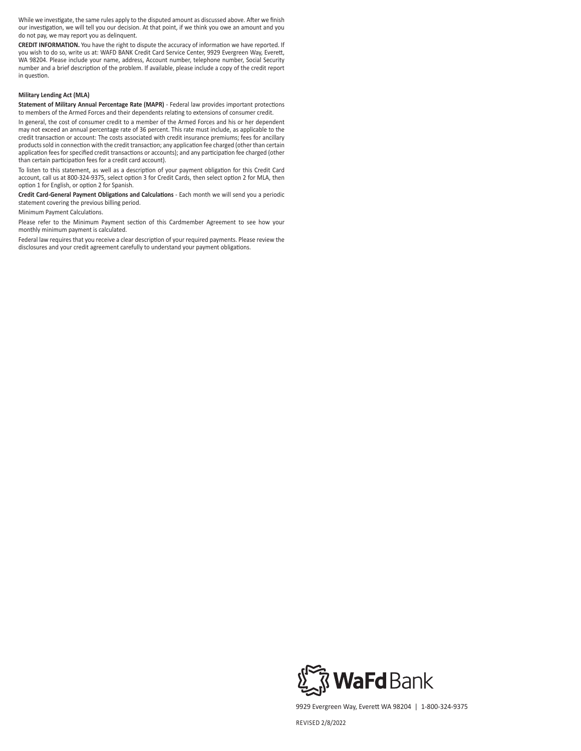While we investigate, the same rules apply to the disputed amount as discussed above. After we finish our investigation, we will tell you our decision. At that point, if we think you owe an amount and you do not pay, we may report you as delinquent.

**CREDIT INFORMATION.** You have the right to dispute the accuracy of information we have reported. If you wish to do so, write us at: WAFD BANK Credit Card Service Center, 9929 Evergreen Way, Everett, WA 98204. Please include your name, address, Account number, telephone number, Social Security number and a brief description of the problem. If available, please include a copy of the credit report in question.

**Military Lending Act (MLA)**

**Statement of Military Annual Percentage Rate (MAPR)** - Federal law provides important protections to members of the Armed Forces and their dependents relating to extensions of consumer credit.

In general, the cost of consumer credit to a member of the Armed Forces and his or her dependent may not exceed an annual percentage rate of 36 percent. This rate must include, as applicable to the credit transaction or account: The costs associated with credit insurance premiums; fees for ancillary products sold in connection with the credit transaction; any application fee charged (other than certain application fees for specified credit transactions or accounts); and any participation fee charged (other than certain participation fees for a credit card account).

To listen to this statement, as well as a description of your payment obligation for this Credit Card account, call us at 800-324-9375, select option 3 for Credit Cards, then select option 2 for MLA, then option 1 for English, or option 2 for Spanish.

**Credit Card-General Payment Obligations and Calculations** - Each month we will send you a periodic statement covering the previous billing period.

Minimum Payment Calculations.

Please refer to the Minimum Payment section of this Cardmember Agreement to see how your monthly minimum payment is calculated.

Federal law requires that you receive a clear description of your required payments. Please review the disclosures and your credit agreement carefully to understand your payment obligations.

WaFd Bank

9929 Evergreen Way, Everett WA 98204 | 1-800-324-9375

REVISED 2/8/2022